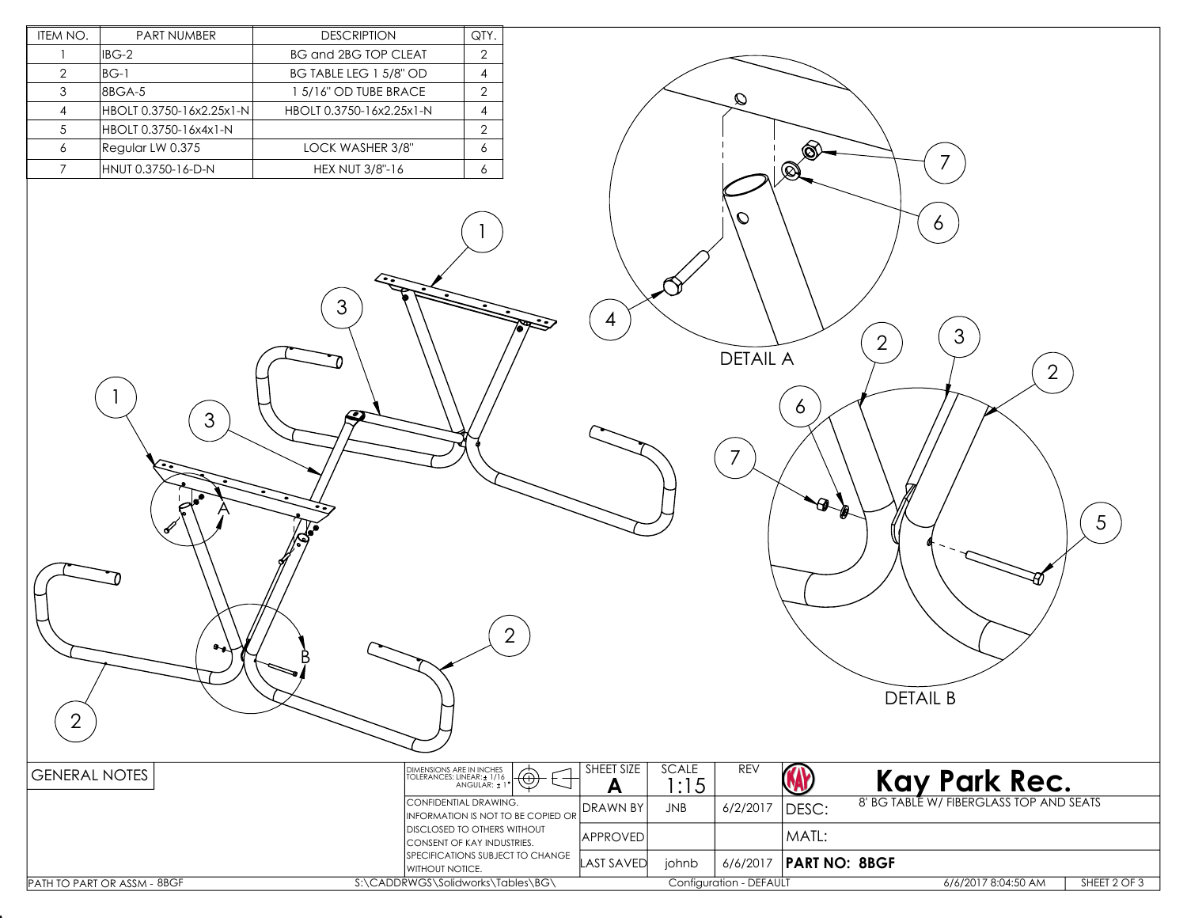| ITEM NO. | PART NUMBER | DESCRIPTION | QTY. |
|---|---|---|---|
| 1 | IBG-2 | BG and 2BG TOP CLEAT | 2 |
| 2 | BG-1 | BG TABLE LEG 1 5/8" OD | 4 |
| 3 | 8BGA-5 | 1 5/16" OD TUBE BRACE | 2 |
| 4 | HBOLT 0.3750-16x2.25x1-N | HBOLT 0.3750-16x2.25x1-N | 4 |
| 5 | HBOLT 0.3750-16x4x1-N | | 2 |
| 6 | Regular LW 0.375 | LOCK WASHER 3/8" | 6 |
| 7 | HNUT 0.3750-16-D-N | HEX NUT 3/8"-16 | 6 |

DETAIL A

DETAIL B

GENERAL NOTES

DIMENSIONS ARE IN INCHES
TOLERANCES: LINEAR: ± 1/16
ANGULAR: ± 1°

CONFIDENTIAL DRAWING. INFORMATION IS NOT TO BE COPIED OR DISCLOSED TO OTHERS WITHOUT CONSENT OF KAY INDUSTRIES. SPECIFICATIONS SUBJECT TO CHANGE WITHOUT NOTICE.

| SHEET SIZE | SCALE | REV |
|---|---|---|
| A | 1:15 | |

| | | |
|---|---|---|
| DRAWN BY | JNB | 6/2/2017 |
| APPROVED | | |
| LAST SAVED | johnb | 6/6/2017 |

**Kay Park Rec.**

DESC: 8' BG TABLE W/ FIBERGLASS TOP AND SEATS

MATL:

**PART NO: 8BGF**

PATH TO PART OR ASSM - 8BGF S:\CADDRWGS\Solidworks\Tables\BG\ Configuration - DEFAULT 6/6/2017 8:04:50 AM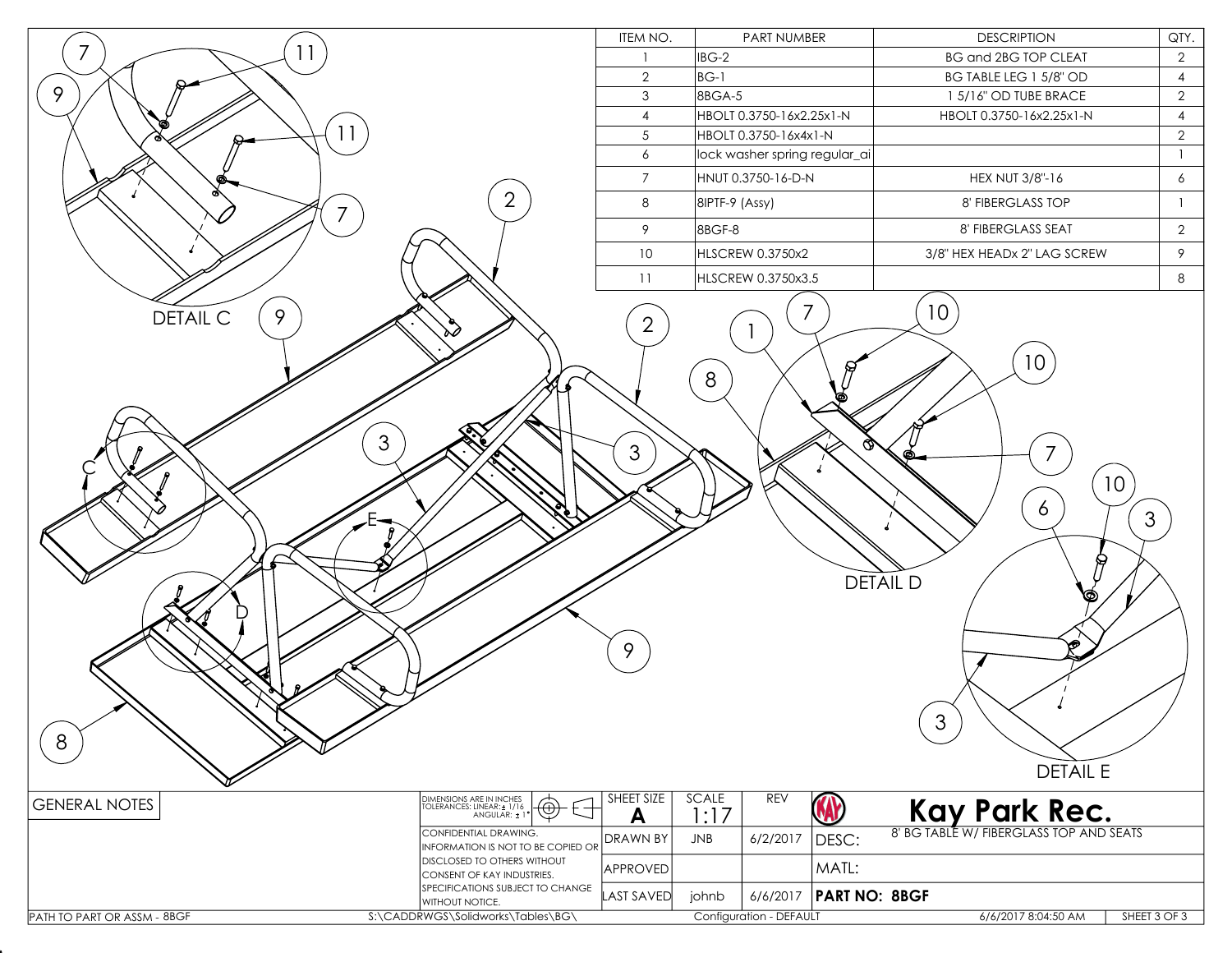| ITEM NO. | PART NUMBER | DESCRIPTION | QTY. |
| --- | --- | --- | --- |
| 1 | IBG-2 | BG and 2BG TOP CLEAT | 2 |
| 2 | BG-1 | BG TABLE LEG 1 5/8" OD | 4 |
| 3 | 8BGA-5 | 1 5/16" OD TUBE BRACE | 2 |
| 4 | HBOLT 0.3750-16x2.25x1-N | HBOLT 0.3750-16x2.25x1-N | 4 |
| 5 | HBOLT 0.3750-16x4x1-N | | 2 |
| 6 | lock washer spring regular_ai | | 1 |
| 7 | HNUT 0.3750-16-D-N | HEX NUT 3/8"-16 | 6 |
| 8 | 8IPTF-9 (Assy) | 8' FIBERGLASS TOP | 1 |
| 9 | 8BGF-8 | 8' FIBERGLASS SEAT | 2 |
| 10 | HLSCREW 0.3750x2 | 3/8" HEX HEADx 2" LAG SCREW | 9 |
| 11 | HLSCREW 0.3750x3.5 | | 8 |

DETAIL C

DETAIL D

DETAIL E

GENERAL NOTES

DIMENSIONS ARE IN INCHES
TOLERANCES: LINEAR: ± 1/16
ANGULAR: ± 1°

CONFIDENTIAL DRAWING. INFORMATION IS NOT TO BE COPIED OR DISCLOSED TO OTHERS WITHOUT CONSENT OF KAY INDUSTRIES. SPECIFICATIONS SUBJECT TO CHANGE WITHOUT NOTICE.

| SHEET SIZE | SCALE | REV | Kay Park Rec. |
| --- | --- | --- | --- |
| A | 1:17 | | |
| DRAWN BY | JNB | 6/2/2017 | DESC: 8' BG TABLE W/ FIBERGLASS TOP AND SEATS |
| APPROVED | | | MATL: |
| LAST SAVED | johnb | 6/6/2017 | PART NO: 8BGF |

PATH TO PART OR ASSM - 8BGF S:\CADDRWGS\Solidworks\Tables\BG\ Configuration - DEFAULT 6/6/2017 8:04:50 AM SHEET 3 OF 3